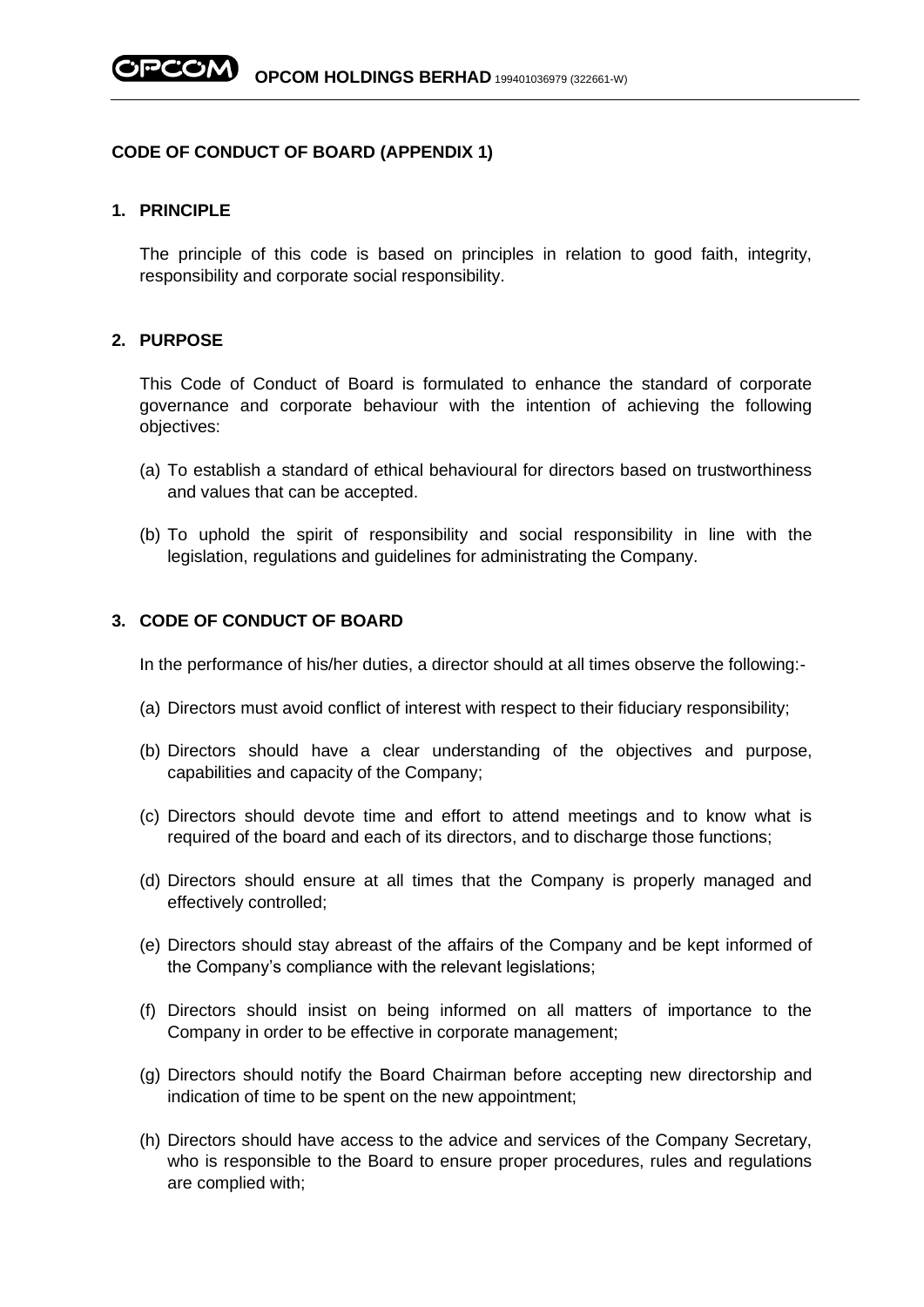**CODE OF CONDUCT OF BOARD (APPENDIX 1)**

## 1. PRINCIPLE

The principle of this code is based on principles in relation to good faith, integrity, responsibility and corporate social responsibility.

## 2. PURPOSE

This Code of Conduct of Board is formulated to enhance the standard of corporate governance and corporate behaviour with the intention of achieving the following objectives:

(a) To establish a standard of ethical behavioural for directors based on trustworthiness and values that can be accepted.

(b) To uphold the spirit of responsibility and social responsibility in line with the legislation, regulations and guidelines for administrating the Company.

## 3. CODE OF CONDUCT OF BOARD

In the performance of his/her duties, a director should at all times observe the following:-

(a) Directors must avoid conflict of interest with respect to their fiduciary responsibility;

(b) Directors should have a clear understanding of the objectives and purpose, capabilities and capacity of the Company;

(c) Directors should devote time and effort to attend meetings and to know what is required of the board and each of its directors, and to discharge those functions;

(d) Directors should ensure at all times that the Company is properly managed and effectively controlled;

(e) Directors should stay abreast of the affairs of the Company and be kept informed of the Company's compliance with the relevant legislations;

(f) Directors should insist on being informed on all matters of importance to the Company in order to be effective in corporate management;

(g) Directors should notify the Board Chairman before accepting new directorship and indication of time to be spent on the new appointment;

(h) Directors should have access to the advice and services of the Company Secretary, who is responsible to the Board to ensure proper procedures, rules and regulations are complied with;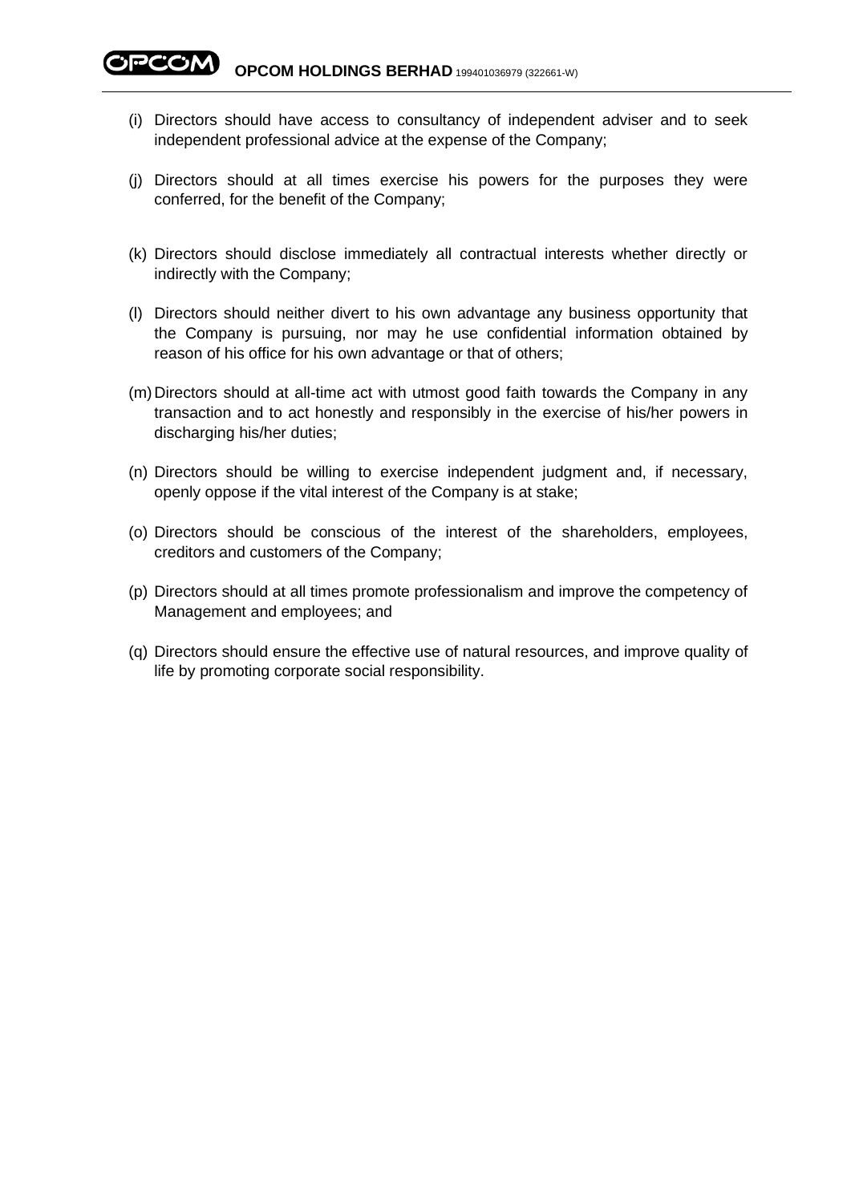(i) Directors should have access to consultancy of independent adviser and to seek independent professional advice at the expense of the Company;

(j) Directors should at all times exercise his powers for the purposes they were conferred, for the benefit of the Company;

(k) Directors should disclose immediately all contractual interests whether directly or indirectly with the Company;

(l) Directors should neither divert to his own advantage any business opportunity that the Company is pursuing, nor may he use confidential information obtained by reason of his office for his own advantage or that of others;

(m) Directors should at all-time act with utmost good faith towards the Company in any transaction and to act honestly and responsibly in the exercise of his/her powers in discharging his/her duties;

(n) Directors should be willing to exercise independent judgment and, if necessary, openly oppose if the vital interest of the Company is at stake;

(o) Directors should be conscious of the interest of the shareholders, employees, creditors and customers of the Company;

(p) Directors should at all times promote professionalism and improve the competency of Management and employees; and

(q) Directors should ensure the effective use of natural resources, and improve quality of life by promoting corporate social responsibility.